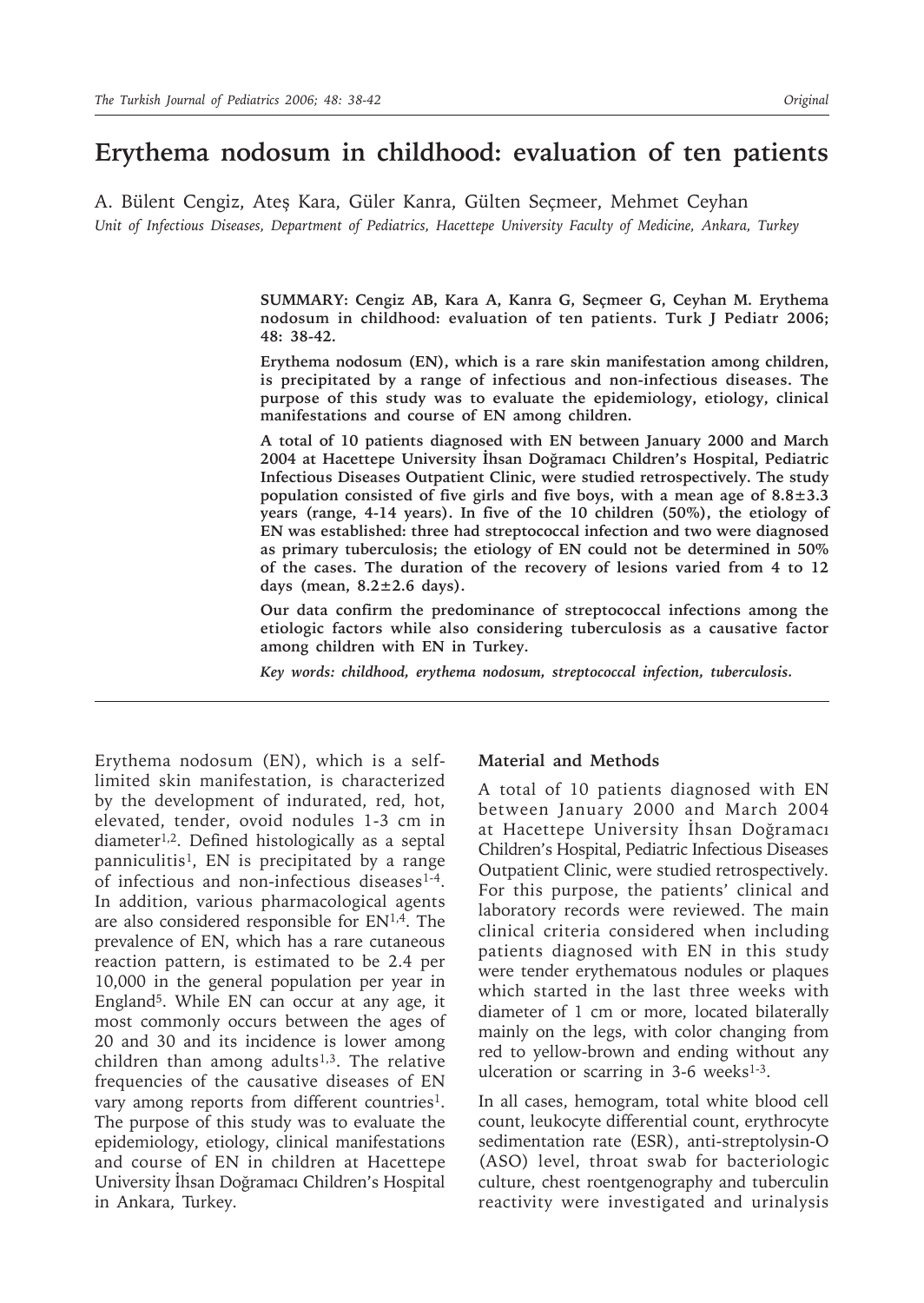# Erythema nodosum in childhood: evaluation of ten patients

A. Bülent Cengiz, Ateş Kara, Güler Kanra, Gülten Seçmeer, Mehmet Ceyhan

*Unit of Infectious Diseases, Department of Pediatrics, Hacettepe University Faculty of Medicine, Ankara, Turkey*

**SUMMARY: Cengiz AB, Kara A, Kanra G, Seçmeer G, Ceyhan M. Erythema nodosum in childhood: evaluation of ten patients. Turk J Pediatr 2006; 48: 38-42.**

**Erythema nodosum (EN), which is a rare skin manifestation among children, is precipitated by a range of infectious and non-infectious diseases. The purpose of this study was to evaluate the epidemiology, etiology, clinical manifestations and course of EN among children.**

**A total of 10 patients diagnosed with EN between January 2000 and March 2004 at Hacettepe University İhsan Doğramacı Children's Hospital, Pediatric Infectious Diseases Outpatient Clinic, were studied retrospectively. The study population consisted of five girls and five boys, with a mean age of 8.8±3.3 years (range, 4-14 years). In five of the 10 children (50%), the etiology of EN was established: three had streptococcal infection and two were diagnosed as primary tuberculosis; the etiology of EN could not be determined in 50% of the cases. The duration of the recovery of lesions varied from 4 to 12 days (mean, 8.2±2.6 days).**

**Our data confirm the predominance of streptococcal infections among the etiologic factors while also considering tuberculosis as a causative factor among children with EN in Turkey.**

***Key words: childhood, erythema nodosum, streptococcal infection, tuberculosis.***

Erythema nodosum (EN), which is a self-limited skin manifestation, is characterized by the development of indurated, red, hot, elevated, tender, ovoid nodules 1-3 cm in diameter[1,2]. Defined histologically as a septal panniculitis[1], EN is precipitated by a range of infectious and non-infectious diseases[1-4]. In addition, various pharmacological agents are also considered responsible for EN[1,4]. The prevalence of EN, which has a rare cutaneous reaction pattern, is estimated to be 2.4 per 10,000 in the general population per year in England[5]. While EN can occur at any age, it most commonly occurs between the ages of 20 and 30 and its incidence is lower among children than among adults[1,3]. The relative frequencies of the causative diseases of EN vary among reports from different countries[1]. The purpose of this study was to evaluate the epidemiology, etiology, clinical manifestations and course of EN in children at Hacettepe University İhsan Doğramacı Children's Hospital in Ankara, Turkey.

## Material and Methods

A total of 10 patients diagnosed with EN between January 2000 and March 2004 at Hacettepe University İhsan Doğramacı Children's Hospital, Pediatric Infectious Diseases Outpatient Clinic, were studied retrospectively. For this purpose, the patients' clinical and laboratory records were reviewed. The main clinical criteria considered when including patients diagnosed with EN in this study were tender erythematous nodules or plaques which started in the last three weeks with diameter of 1 cm or more, located bilaterally mainly on the legs, with color changing from red to yellow-brown and ending without any ulceration or scarring in 3-6 weeks[1-3].

In all cases, hemogram, total white blood cell count, leukocyte differential count, erythrocyte sedimentation rate (ESR), anti-streptolysin-O (ASO) level, throat swab for bacteriologic culture, chest roentgenography and tuberculin reactivity were investigated and urinalysis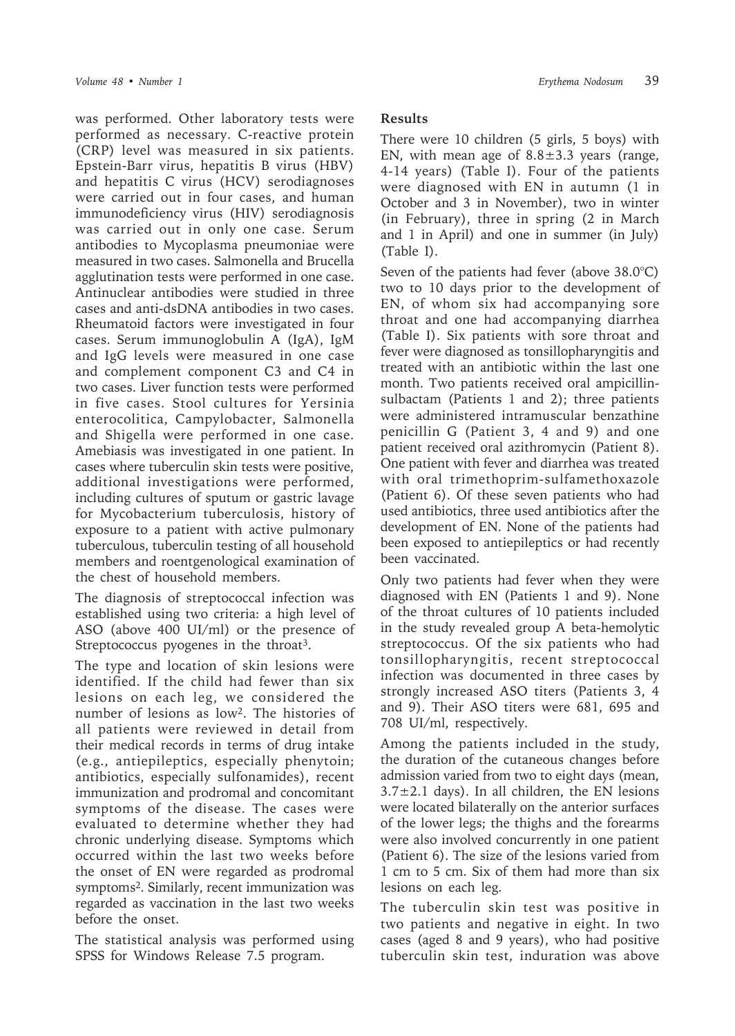was performed. Other laboratory tests were performed as necessary. C-reactive protein (CRP) level was measured in six patients. Epstein-Barr virus, hepatitis B virus (HBV) and hepatitis C virus (HCV) serodiagnoses were carried out in four cases, and human immunodeficiency virus (HIV) serodiagnosis was carried out in only one case. Serum antibodies to Mycoplasma pneumoniae were measured in two cases. Salmonella and Brucella agglutination tests were performed in one case. Antinuclear antibodies were studied in three cases and anti-dsDNA antibodies in two cases. Rheumatoid factors were investigated in four cases. Serum immunoglobulin A (IgA), IgM and IgG levels were measured in one case and complement component C3 and C4 in two cases. Liver function tests were performed in five cases. Stool cultures for Yersinia enterocolitica, Campylobacter, Salmonella and Shigella were performed in one case. Amebiasis was investigated in one patient. In cases where tuberculin skin tests were positive, additional investigations were performed, including cultures of sputum or gastric lavage for Mycobacterium tuberculosis, history of exposure to a patient with active pulmonary tuberculous, tuberculin testing of all household members and roentgenological examination of the chest of household members.

The diagnosis of streptococcal infection was established using two criteria: a high level of ASO (above 400 UI/ml) or the presence of Streptococcus pyogenes in the throat[3].

The type and location of skin lesions were identified. If the child had fewer than six lesions on each leg, we considered the number of lesions as low[2]. The histories of all patients were reviewed in detail from their medical records in terms of drug intake (e.g., antiepileptics, especially phenytoin; antibiotics, especially sulfonamides), recent immunization and prodromal and concomitant symptoms of the disease. The cases were evaluated to determine whether they had chronic underlying disease. Symptoms which occurred within the last two weeks before the onset of EN were regarded as prodromal symptoms[2]. Similarly, recent immunization was regarded as vaccination in the last two weeks before the onset.

The statistical analysis was performed using SPSS for Windows Release 7.5 program.

## Results

There were 10 children (5 girls, 5 boys) with EN, with mean age of 8.8±3.3 years (range, 4-14 years) (Table I). Four of the patients were diagnosed with EN in autumn (1 in October and 3 in November), two in winter (in February), three in spring (2 in March and 1 in April) and one in summer (in July) (Table I).

Seven of the patients had fever (above 38.0°C) two to 10 days prior to the development of EN, of whom six had accompanying sore throat and one had accompanying diarrhea (Table I). Six patients with sore throat and fever were diagnosed as tonsillopharyngitis and treated with an antibiotic within the last one month. Two patients received oral ampicillin-sulbactam (Patients 1 and 2); three patients were administered intramuscular benzathine penicillin G (Patient 3, 4 and 9) and one patient received oral azithromycin (Patient 8). One patient with fever and diarrhea was treated with oral trimethoprim-sulfamethoxazole (Patient 6). Of these seven patients who had used antibiotics, three used antibiotics after the development of EN. None of the patients had been exposed to antiepileptics or had recently been vaccinated.

Only two patients had fever when they were diagnosed with EN (Patients 1 and 9). None of the throat cultures of 10 patients included in the study revealed group A beta-hemolytic streptococcus. Of the six patients who had tonsillopharyngitis, recent streptococcal infection was documented in three cases by strongly increased ASO titers (Patients 3, 4 and 9). Their ASO titers were 681, 695 and 708 UI/ml, respectively.

Among the patients included in the study, the duration of the cutaneous changes before admission varied from two to eight days (mean, 3.7±2.1 days). In all children, the EN lesions were located bilaterally on the anterior surfaces of the lower legs; the thighs and the forearms were also involved concurrently in one patient (Patient 6). The size of the lesions varied from 1 cm to 5 cm. Six of them had more than six lesions on each leg.

The tuberculin skin test was positive in two patients and negative in eight. In two cases (aged 8 and 9 years), who had positive tuberculin skin test, induration was above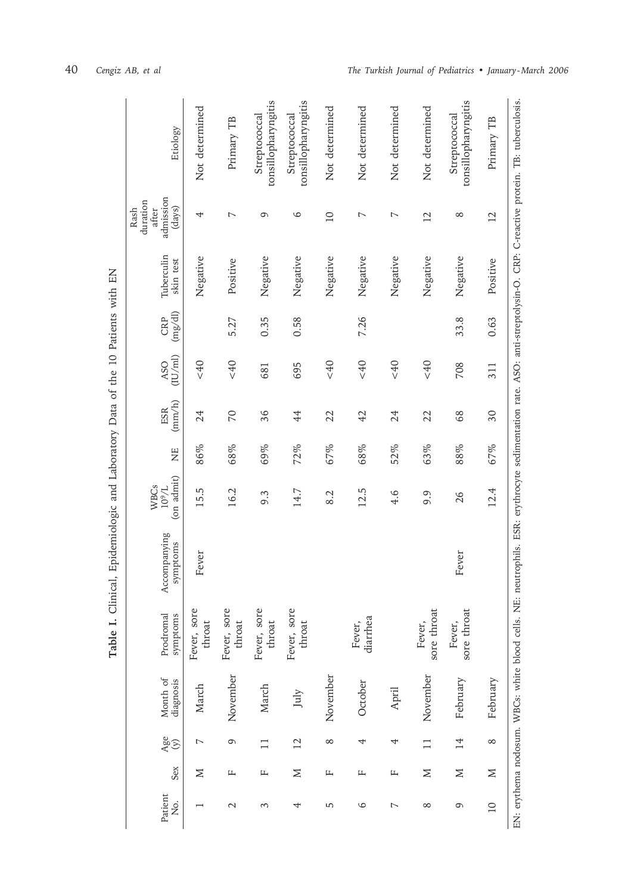**Table I.** Clinical, Epidemiologic and Laboratory Data of the 10 Patients with EN

| Patient No. | Sex | Age (y) | Month of diagnosis | Prodromal symptoms | Accompanying symptoms | WBCs $10^9$/L (on admit) | NE | ESR (mm/h) | ASO (IU/ml) | CRP (mg/dl) | Tuberculin skin test | Rash duration after admission (days) | Etiology |
|---|---|---|---|---|---|---|---|---|---|---|---|---|---|
| 1 | M | 7 | March | Fever, sore throat | Fever | 15.5 | 86% | 24 | <40 | | Negative | 4 | Not determined |
| 2 | F | 9 | November | Fever, sore throat | | 16.2 | 68% | 70 | <40 | 5.27 | Positive | 7 | Primary TB |
| 3 | F | 11 | March | Fever, sore throat | | 9.3 | 69% | 36 | 681 | 0.35 | Negative | 9 | Streptococcal tonsillopharyngitis |
| 4 | M | 12 | July | Fever, sore throat | | 14.7 | 72% | 44 | 695 | 0.58 | Negative | 6 | Streptococcal tonsillopharyngitis |
| 5 | F | 8 | November | | | 8.2 | 67% | 22 | <40 | | Negative | 10 | Not determined |
| 6 | F | 4 | October | Fever, diarrhea | | 12.5 | 68% | 42 | <40 | 7.26 | Negative | 7 | Not determined |
| 7 | F | 4 | April | | | 4.6 | 52% | 24 | <40 | | Negative | 7 | Not determined |
| 8 | M | 11 | November | Fever, sore throat | | 9.9 | 63% | 22 | <40 | | Negative | 12 | Not determined |
| 9 | M | 14 | February | Fever, sore throat | Fever | 26 | 88% | 68 | 708 | 33.8 | Negative | 8 | Streptococcal tonsillopharyngitis |
| 10 | M | 8 | February | | | 12.4 | 67% | 30 | 311 | 0.63 | Positive | 12 | Primary TB |

EN: erythema nodosum. WBCs: white blood cells. NE: neutrophils. ESR: erythrocyte sedimentation rate. ASO: anti-streptolysin-O. CRP: C-reactive protein. TB: tuberculosis.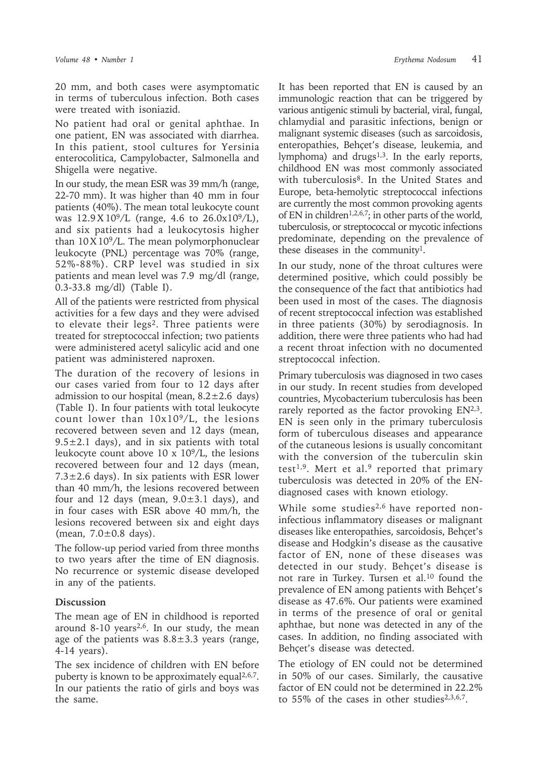20 mm, and both cases were asymptomatic in terms of tuberculous infection. Both cases were treated with isoniazid.

No patient had oral or genital aphthae. In one patient, EN was associated with diarrhea. In this patient, stool cultures for Yersinia enterocolitica, Campylobacter, Salmonella and Shigella were negative.

In our study, the mean ESR was 39 mm/h (range, 22-70 mm). It was higher than 40 mm in four patients (40%). The mean total leukocyte count was $12.9 \times 10^9$/L (range, 4.6 to $26.0 \times 10^9$/L), and six patients had a leukocytosis higher than $10 \times 10^9$/L. The mean polymorphonuclear leukocyte (PNL) percentage was 70% (range, 52%-88%). CRP level was studied in six patients and mean level was 7.9 mg/dl (range, 0.3-33.8 mg/dl) (Table I).

All of the patients were restricted from physical activities for a few days and they were advised to elevate their legs[2]. Three patients were treated for streptococcal infection; two patients were administered acetyl salicylic acid and one patient was administered naproxen.

The duration of the recovery of lesions in our cases varied from four to 12 days after admission to our hospital (mean, $8.2 \pm 2.6$ days) (Table I). In four patients with total leukocyte count lower than $10 \times 10^9$/L, the lesions recovered between seven and 12 days (mean, $9.5 \pm 2.1$ days), and in six patients with total leukocyte count above $10 \times 10^9$/L, the lesions recovered between four and 12 days (mean, $7.3 \pm 2.6$ days). In six patients with ESR lower than 40 mm/h, the lesions recovered between four and 12 days (mean, $9.0 \pm 3.1$ days), and in four cases with ESR above 40 mm/h, the lesions recovered between six and eight days (mean, $7.0 \pm 0.8$ days).

The follow-up period varied from three months to two years after the time of EN diagnosis. No recurrence or systemic disease developed in any of the patients.

## Discussion

The mean age of EN in childhood is reported around 8-10 years[2,6]. In our study, the mean age of the patients was $8.8 \pm 3.3$ years (range, 4-14 years).

The sex incidence of children with EN before puberty is known to be approximately equal[2,6,7]. In our patients the ratio of girls and boys was the same.

It has been reported that EN is caused by an immunologic reaction that can be triggered by various antigenic stimuli by bacterial, viral, fungal, chlamydial and parasitic infections, benign or malignant systemic diseases (such as sarcoidosis, enteropathies, Behçet's disease, leukemia, and lymphoma) and drugs[1,3]. In the early reports, childhood EN was most commonly associated with tuberculosis[8]. In the United States and Europe, beta-hemolytic streptococcal infections are currently the most common provoking agents of EN in children[1,2,6,7]; in other parts of the world, tuberculosis, or streptococcal or mycotic infections predominate, depending on the prevalence of these diseases in the community[1].

In our study, none of the throat cultures were determined positive, which could possibly be the consequence of the fact that antibiotics had been used in most of the cases. The diagnosis of recent streptococcal infection was established in three patients (30%) by serodiagnosis. In addition, there were three patients who had had a recent throat infection with no documented streptococcal infection.

Primary tuberculosis was diagnosed in two cases in our study. In recent studies from developed countries, Mycobacterium tuberculosis has been rarely reported as the factor provoking EN[2,3]. EN is seen only in the primary tuberculosis form of tuberculous diseases and appearance of the cutaneous lesions is usually concomitant with the conversion of the tuberculin skin test[1,9]. Mert et al.[9] reported that primary tuberculosis was detected in 20% of the EN-diagnosed cases with known etiology.

While some studies[2,6] have reported non-infectious inflammatory diseases or malignant diseases like enteropathies, sarcoidosis, Behçet's disease and Hodgkin's disease as the causative factor of EN, none of these diseases was detected in our study. Behçet's disease is not rare in Turkey. Tursen et al.[10] found the prevalence of EN among patients with Behçet's disease as 47.6%. Our patients were examined in terms of the presence of oral or genital aphthae, but none was detected in any of the cases. In addition, no finding associated with Behçet's disease was detected.

The etiology of EN could not be determined in 50% of our cases. Similarly, the causative factor of EN could not be determined in 22.2% to 55% of the cases in other studies[2,3,6,7].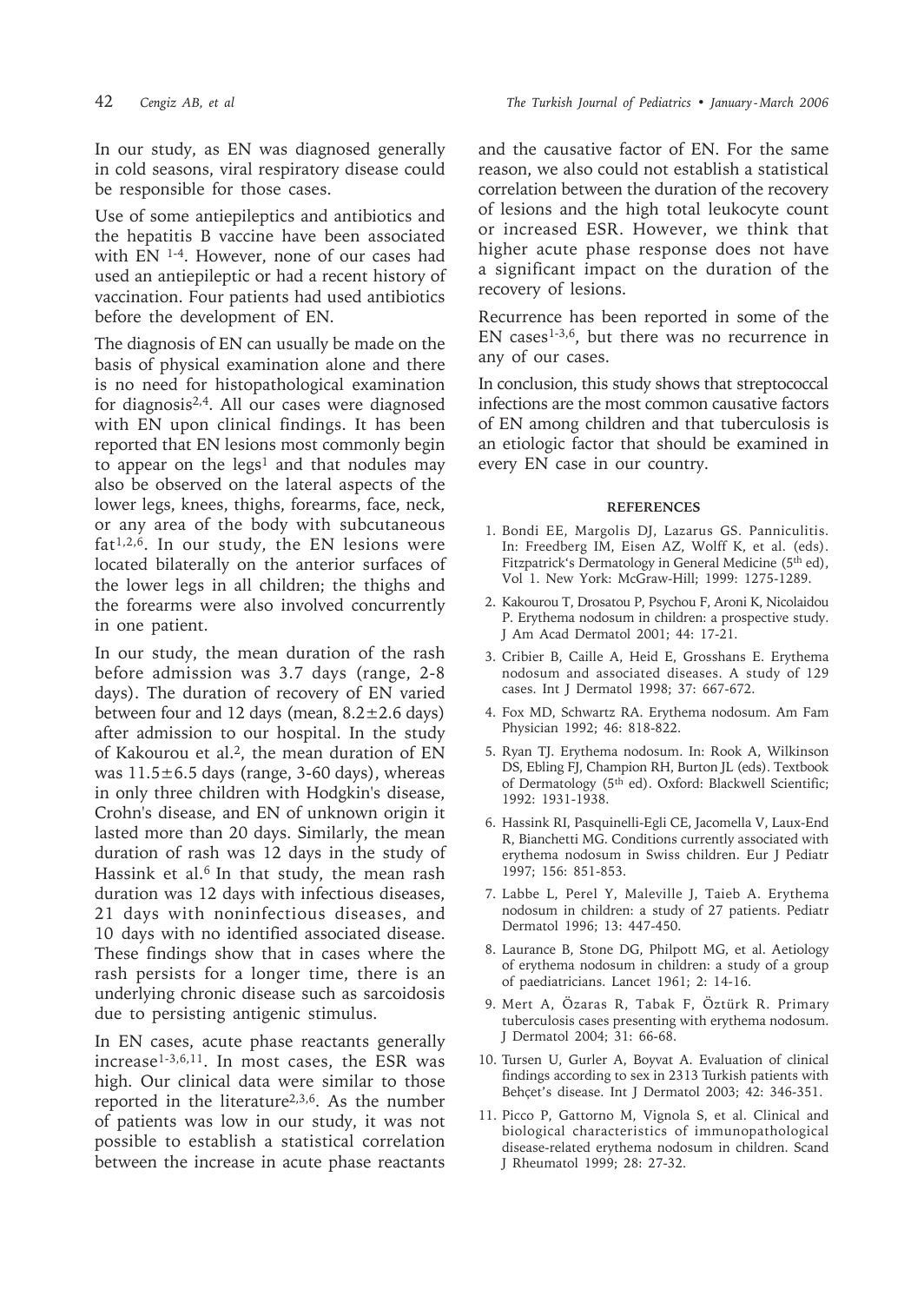In our study, as EN was diagnosed generally in cold seasons, viral respiratory disease could be responsible for those cases.

Use of some antiepileptics and antibiotics and the hepatitis B vaccine have been associated with EN [1-4]. However, none of our cases had used an antiepileptic or had a recent history of vaccination. Four patients had used antibiotics before the development of EN.

The diagnosis of EN can usually be made on the basis of physical examination alone and there is no need for histopathological examination for diagnosis[2,4]. All our cases were diagnosed with EN upon clinical findings. It has been reported that EN lesions most commonly begin to appear on the legs[1] and that nodules may also be observed on the lateral aspects of the lower legs, knees, thighs, forearms, face, neck, or any area of the body with subcutaneous fat[1,2,6]. In our study, the EN lesions were located bilaterally on the anterior surfaces of the lower legs in all children; the thighs and the forearms were also involved concurrently in one patient.

In our study, the mean duration of the rash before admission was 3.7 days (range, 2-8 days). The duration of recovery of EN varied between four and 12 days (mean, 8.2±2.6 days) after admission to our hospital. In the study of Kakourou et al.[2], the mean duration of EN was 11.5±6.5 days (range, 3-60 days), whereas in only three children with Hodgkin's disease, Crohn's disease, and EN of unknown origin it lasted more than 20 days. Similarly, the mean duration of rash was 12 days in the study of Hassink et al.[6] In that study, the mean rash duration was 12 days with infectious diseases, 21 days with noninfectious diseases, and 10 days with no identified associated disease. These findings show that in cases where the rash persists for a longer time, there is an underlying chronic disease such as sarcoidosis due to persisting antigenic stimulus.

In EN cases, acute phase reactants generally increase[1-3,6,11]. In most cases, the ESR was high. Our clinical data were similar to those reported in the literature[2,3,6]. As the number of patients was low in our study, it was not possible to establish a statistical correlation between the increase in acute phase reactants and the causative factor of EN. For the same reason, we also could not establish a statistical correlation between the duration of the recovery of lesions and the high total leukocyte count or increased ESR. However, we think that higher acute phase response does not have a significant impact on the duration of the recovery of lesions.

Recurrence has been reported in some of the EN cases[1-3,6], but there was no recurrence in any of our cases.

In conclusion, this study shows that streptococcal infections are the most common causative factors of EN among children and that tuberculosis is an etiologic factor that should be examined in every EN case in our country.

## REFERENCES

1. Bondi EE, Margolis DJ, Lazarus GS. Panniculitis. In: Freedberg IM, Eisen AZ, Wolff K, et al. (eds). Fitzpatrick's Dermatology in General Medicine (5th ed), Vol 1. New York: McGraw-Hill; 1999: 1275-1289.
2. Kakourou T, Drosatou P, Psychou F, Aroni K, Nicolaidou P. Erythema nodosum in children: a prospective study. J Am Acad Dermatol 2001; 44: 17-21.
3. Cribier B, Caille A, Heid E, Grosshans E. Erythema nodosum and associated diseases. A study of 129 cases. Int J Dermatol 1998; 37: 667-672.
4. Fox MD, Schwartz RA. Erythema nodosum. Am Fam Physician 1992; 46: 818-822.
5. Ryan TJ. Erythema nodosum. In: Rook A, Wilkinson DS, Ebling FJ, Champion RH, Burton JL (eds). Textbook of Dermatology (5th ed). Oxford: Blackwell Scientific; 1992: 1931-1938.
6. Hassink RI, Pasquinelli-Egli CE, Jacomella V, Laux-End R, Bianchetti MG. Conditions currently associated with erythema nodosum in Swiss children. Eur J Pediatr 1997; 156: 851-853.
7. Labbe L, Perel Y, Maleville J, Taieb A. Erythema nodosum in children: a study of 27 patients. Pediatr Dermatol 1996; 13: 447-450.
8. Laurance B, Stone DG, Philpott MG, et al. Aetiology of erythema nodosum in children: a study of a group of paediatricians. Lancet 1961; 2: 14-16.
9. Mert A, Özaras R, Tabak F, Öztürk R. Primary tuberculosis cases presenting with erythema nodosum. J Dermatol 2004; 31: 66-68.
10. Tursen U, Gurler A, Boyvat A. Evaluation of clinical findings according to sex in 2313 Turkish patients with Behçet's disease. Int J Dermatol 2003; 42: 346-351.
11. Picco P, Gattorno M, Vignola S, et al. Clinical and biological characteristics of immunopathological disease-related erythema nodosum in children. Scand J Rheumatol 1999; 28: 27-32.